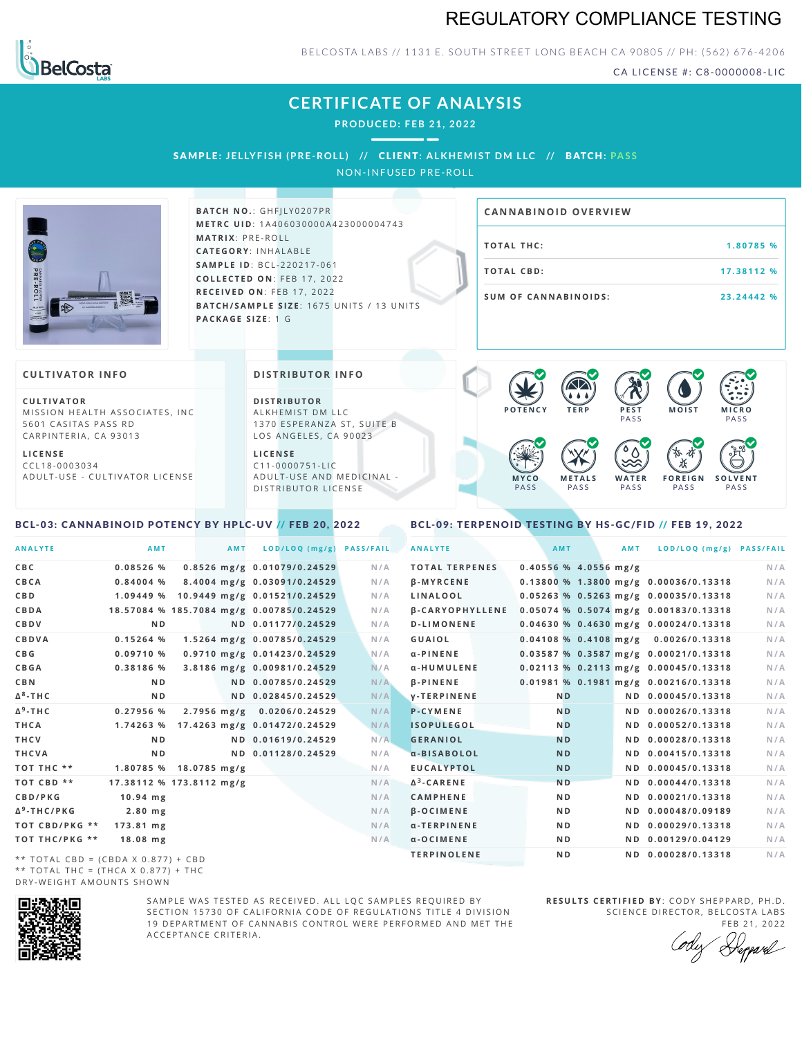# REGULATORY COMPLIANCE TESTING

BELCOSTA LABS // 1131 E. SOUTH STREET LONG BEACH CA 90805 // PH: (562) 676-4206

CA LICENSE #: C8-0000008-LIC

## CERTIFICATE OF ANALYSIS

**PRODUCED: FEB 21, 2022**

**SAMPLE: JELLYFISH (PRE-ROLL) // CLIENT: ALKHEMIST DM LLC // BATCH: PASS**

NON-INFUSED PRE-ROLL

**BATCH NO.**: GHFJLY0207PR
**METRC UID**: 1A4060300000A423000004743
**MATRIX**: PRE-ROLL
**CATEGORY**: INHALABLE
**SAMPLE ID**: BCL-220217-061
**COLLECTED ON**: FEB 17, 2022
**RECEIVED ON**: FEB 17, 2022
**BATCH/SAMPLE SIZE**: 1675 UNITS / 13 UNITS
**PACKAGE SIZE**: 1 G

### CANNABINOID OVERVIEW

| | |
|---|---|
| TOTAL THC: | 1.80785 % |
| TOTAL CBD: | 17.38112 % |
| SUM OF CANNABINOIDS: | 23.24442 % |

### CULTIVATOR INFO

**CULTIVATOR**
MISSION HEALTH ASSOCIATES, INC
5601 CASITAS PASS RD
CARPINTERIA, CA 93013

**LICENSE**
CCL18-0003034
ADULT-USE - CULTIVATOR LICENSE

### DISTRIBUTOR INFO

**DISTRIBUTOR**
ALKHEMIST DM LLC
1370 ESPERANZA ST, SUITE B
LOS ANGELES, CA 90023

**LICENSE**
C11-0000751-LIC
ADULT-USE AND MEDICINAL - DISTRIBUTOR LICENSE

POTENCY | TERP | PEST PASS | MOIST | MICRO PASS | MYCO PASS | METALS PASS | WATER PASS | FOREIGN PASS | SOLVENT PASS

### BCL-03: CANNABINOID POTENCY BY HPLC-UV // FEB 20, 2022

| ANALYTE | AMT | AMT | LOD/LOQ (mg/g) | PASS/FAIL |
|---|---|---|---|---|
| CBC | 0.08526 % | 0.8526 mg/g | 0.01079/0.24529 | N/A |
| CBCA | 0.84004 % | 8.4004 mg/g | 0.03091/0.24529 | N/A |
| CBD | 1.09449 % | 10.9449 mg/g | 0.01521/0.24529 | N/A |
| CBDA | 18.57084 % | 185.7084 mg/g | 0.00785/0.24529 | N/A |
| CBDV | ND | ND | 0.01177/0.24529 | N/A |
| CBDVA | 0.15264 % | 1.5264 mg/g | 0.00785/0.24529 | N/A |
| CBG | 0.09710 % | 0.9710 mg/g | 0.01423/0.24529 | N/A |
| CBGA | 0.38186 % | 3.8186 mg/g | 0.00981/0.24529 | N/A |
| CBN | ND | ND | 0.00785/0.24529 | N/A |
| Δ8-THC | ND | ND | 0.02845/0.24529 | N/A |
| Δ9-THC | 0.27956 % | 2.7956 mg/g | 0.0206/0.24529 | N/A |
| THCA | 1.74263 % | 17.4263 mg/g | 0.01472/0.24529 | N/A |
| THCV | ND | ND | 0.01619/0.24529 | N/A |
| THCVA | ND | ND | 0.01128/0.24529 | N/A |
| TOT THC ** | 1.80785 % | 18.0785 mg/g | | N/A |
| TOT CBD ** | 17.38112 % | 173.8112 mg/g | | N/A |
| CBD/PKG | 10.94 mg | | | N/A |
| Δ9-THC/PKG | 2.80 mg | | | N/A |
| TOT CBD/PKG ** | 173.81 mg | | | N/A |
| TOT THC/PKG ** | 18.08 mg | | | N/A |

** TOTAL CBD = (CBDA X 0.877) + CBD
** TOTAL THC = (THCA X 0.877) + THC
DRY-WEIGHT AMOUNTS SHOWN

### BCL-09: TERPENOID TESTING BY HS-GC/FID // FEB 19, 2022

| ANALYTE | AMT | AMT | LOD/LOQ (mg/g) | PASS/FAIL |
|---|---|---|---|---|
| TOTAL TERPENES | 0.40556 % | 4.0556 mg/g | | N/A |
| β-MYRCENE | 0.13800 % | 1.3800 mg/g | 0.00036/0.13318 | N/A |
| LINALOOL | 0.05263 % | 0.5263 mg/g | 0.00035/0.13318 | N/A |
| β-CARYOPHYLLENE | 0.05074 % | 0.5074 mg/g | 0.00183/0.13318 | N/A |
| D-LIMONENE | 0.04630 % | 0.4630 mg/g | 0.00024/0.13318 | N/A |
| GUAIOL | 0.04108 % | 0.4108 mg/g | 0.0026/0.13318 | N/A |
| α-PINENE | 0.03587 % | 0.3587 mg/g | 0.00021/0.13318 | N/A |
| α-HUMULENE | 0.02113 % | 0.2113 mg/g | 0.00045/0.13318 | N/A |
| β-PINENE | 0.01981 % | 0.1981 mg/g | 0.00216/0.13318 | N/A |
| γ-TERPINENE | ND | ND | 0.00045/0.13318 | N/A |
| P-CYMENE | ND | ND | 0.00026/0.13318 | N/A |
| ISOPULEGOL | ND | ND | 0.00052/0.13318 | N/A |
| GERANIOL | ND | ND | 0.00028/0.13318 | N/A |
| α-BISABOLOL | ND | ND | 0.00415/0.13318 | N/A |
| EUCALYPTOL | ND | ND | 0.00045/0.13318 | N/A |
| Δ3-CARENE | ND | ND | 0.00044/0.13318 | N/A |
| CAMPHENE | ND | ND | 0.00021/0.13318 | N/A |
| β-OCIMENE | ND | ND | 0.00048/0.09189 | N/A |
| α-TERPINENE | ND | ND | 0.00029/0.13318 | N/A |
| α-OCIMENE | ND | ND | 0.00129/0.04129 | N/A |
| TERPINOLENE | ND | ND | 0.00028/0.13318 | N/A |

SAMPLE WAS TESTED AS RECEIVED. ALL LQC SAMPLES REQUIRED BY SECTION 15730 OF CALIFORNIA CODE OF REGULATIONS TITLE 4 DIVISION 19 DEPARTMENT OF CANNABIS CONTROL WERE PERFORMED AND MET THE ACCEPTANCE CRITERIA.

**RESULTS CERTIFIED BY**: CODY SHEPPARD, PH.D.
SCIENCE DIRECTOR, BELCOSTA LABS
FEB 21, 2022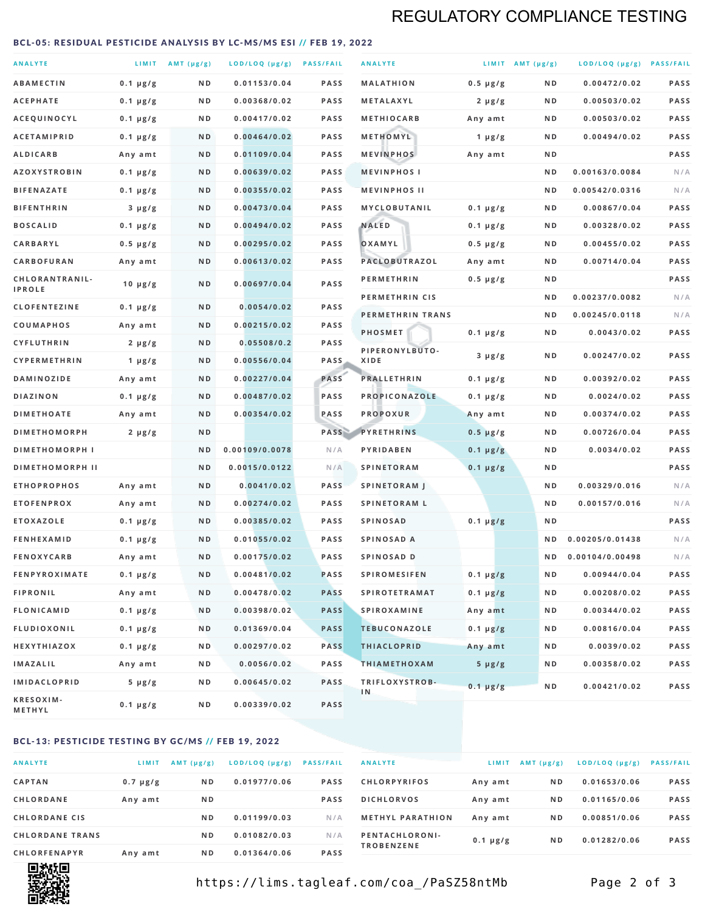# REGULATORY COMPLIANCE TESTING

## BCL-05: RESIDUAL PESTICIDE ANALYSIS BY LC-MS/MS ESI // FEB 19, 2022

| ANALYTE | LIMIT | AMT (μg/g) | LOD/LOQ (μg/g) | PASS/FAIL |
|---|---|---|---|---|
| ABAMECTIN | 0.1 μg/g | ND | 0.01153/0.04 | PASS |
| ACEPHATE | 0.1 μg/g | ND | 0.00368/0.02 | PASS |
| ACEQUINOCYL | 0.1 μg/g | ND | 0.00417/0.02 | PASS |
| ACETAMIPRID | 0.1 μg/g | ND | 0.00464/0.02 | PASS |
| ALDICARB | Any amt | ND | 0.01109/0.04 | PASS |
| AZOXYSTROBIN | 0.1 μg/g | ND | 0.00639/0.02 | PASS |
| BIFENAZATE | 0.1 μg/g | ND | 0.00355/0.02 | PASS |
| BIFENTHRIN | 3 μg/g | ND | 0.00473/0.04 | PASS |
| BOSCALID | 0.1 μg/g | ND | 0.00494/0.02 | PASS |
| CARBARYL | 0.5 μg/g | ND | 0.00295/0.02 | PASS |
| CARBOFURAN | Any amt | ND | 0.00613/0.02 | PASS |
| CHLORANTRANILIPROLE | 10 μg/g | ND | 0.00697/0.04 | PASS |
| CLOFENTEZINE | 0.1 μg/g | ND | 0.0054/0.02 | PASS |
| COUMAPHOS | Any amt | ND | 0.00215/0.02 | PASS |
| CYFLUTHRIN | 2 μg/g | ND | 0.05508/0.2 | PASS |
| CYPERMETHRIN | 1 μg/g | ND | 0.00556/0.04 | PASS |
| DAMINOZIDE | Any amt | ND | 0.00227/0.04 | PASS |
| DIAZINON | 0.1 μg/g | ND | 0.00487/0.02 | PASS |
| DIMETHOATE | Any amt | ND | 0.00354/0.02 | PASS |
| DIMETHOMORPH | 2 μg/g | ND | | PASS |
| DIMETHOMORPH I | | ND | 0.00109/0.0078 | N/A |
| DIMETHOMORPH II | | ND | 0.0015/0.0122 | N/A |
| ETHOPROPHOS | Any amt | ND | 0.0041/0.02 | PASS |
| ETOFENPROX | Any amt | ND | 0.00274/0.02 | PASS |
| ETOXAZOLE | 0.1 μg/g | ND | 0.00385/0.02 | PASS |
| FENHEXAMID | 0.1 μg/g | ND | 0.01055/0.02 | PASS |
| FENOXYCARB | Any amt | ND | 0.00175/0.02 | PASS |
| FENPYROXIMATE | 0.1 μg/g | ND | 0.00481/0.02 | PASS |
| FIPRONIL | Any amt | ND | 0.00478/0.02 | PASS |
| FLONICAMID | 0.1 μg/g | ND | 0.00398/0.02 | PASS |
| FLUDIOXONIL | 0.1 μg/g | ND | 0.01369/0.04 | PASS |
| HEXYTHIAZOX | 0.1 μg/g | ND | 0.00297/0.02 | PASS |
| IMAZALIL | Any amt | ND | 0.0056/0.02 | PASS |
| IMIDACLOPRID | 5 μg/g | ND | 0.00645/0.02 | PASS |
| KRESOXIM-METHYL | 0.1 μg/g | ND | 0.00339/0.02 | PASS |
| MALATHION | 0.5 μg/g | ND | 0.00472/0.02 | PASS |
| METALAXYL | 2 μg/g | ND | 0.00503/0.02 | PASS |
| METHIOCARB | Any amt | ND | 0.00503/0.02 | PASS |
| METHOMYL | 1 μg/g | ND | 0.00494/0.02 | PASS |
| MEVINPHOS | Any amt | ND | | PASS |
| MEVINPHOS I | | ND | 0.00163/0.0084 | N/A |
| MEVINPHOS II | | ND | 0.00542/0.0316 | N/A |
| MYCLOBUTANIL | 0.1 μg/g | ND | 0.00867/0.04 | PASS |
| NALED | 0.1 μg/g | ND | 0.00328/0.02 | PASS |
| OXAMYL | 0.5 μg/g | ND | 0.00455/0.02 | PASS |
| PACLOBUTRAZOL | Any amt | ND | 0.00714/0.04 | PASS |
| PERMETHRIN | 0.5 μg/g | ND | | PASS |
| PERMETHRIN CIS | | ND | 0.00237/0.0082 | N/A |
| PERMETHRIN TRANS | | ND | 0.00245/0.0118 | N/A |
| PHOSMET | 0.1 μg/g | ND | 0.0043/0.02 | PASS |
| PIPERONYLBUTOXIDE | 3 μg/g | ND | 0.00247/0.02 | PASS |
| PRALLETHRIN | 0.1 μg/g | ND | 0.00392/0.02 | PASS |
| PROPICONAZOLE | 0.1 μg/g | ND | 0.0024/0.02 | PASS |
| PROPOXUR | Any amt | ND | 0.00374/0.02 | PASS |
| PYRETHRINS | 0.5 μg/g | ND | 0.00726/0.04 | PASS |
| PYRIDABEN | 0.1 μg/g | ND | 0.0034/0.02 | PASS |
| SPINETORAM | 0.1 μg/g | ND | | PASS |
| SPINETORAM J | | ND | 0.00329/0.016 | N/A |
| SPINETORAM L | | ND | 0.00157/0.016 | N/A |
| SPINOSAD | 0.1 μg/g | ND | | PASS |
| SPINOSAD A | | ND | 0.00205/0.01438 | N/A |
| SPINOSAD D | | ND | 0.00104/0.00498 | N/A |
| SPIROMESIFEN | 0.1 μg/g | ND | 0.00944/0.04 | PASS |
| SPIROTETRAMAT | 0.1 μg/g | ND | 0.00208/0.02 | PASS |
| SPIROXAMINE | Any amt | ND | 0.00344/0.02 | PASS |
| TEBUCONAZOLE | 0.1 μg/g | ND | 0.00816/0.04 | PASS |
| THIACLOPRID | Any amt | ND | 0.0039/0.02 | PASS |
| THIAMETHOXAM | 5 μg/g | ND | 0.00358/0.02 | PASS |
| TRIFLOXYSTROBIN | 0.1 μg/g | ND | 0.00421/0.02 | PASS |

## BCL-13: PESTICIDE TESTING BY GC/MS // FEB 19, 2022

| ANALYTE | LIMIT | AMT (μg/g) | LOD/LOQ (μg/g) | PASS/FAIL |
|---|---|---|---|---|
| CAPTAN | 0.7 μg/g | ND | 0.01977/0.06 | PASS |
| CHLORDANE | Any amt | ND | | PASS |
| CHLORDANE CIS | | ND | 0.01199/0.03 | N/A |
| CHLORDANE TRANS | | ND | 0.01082/0.03 | N/A |
| CHLORFENAPYR | Any amt | ND | 0.01364/0.06 | PASS |
| CHLORPYRIFOS | Any amt | ND | 0.01653/0.06 | PASS |
| DICHLORVOS | Any amt | ND | 0.01165/0.06 | PASS |
| METHYL PARATHION | Any amt | ND | 0.00851/0.06 | PASS |
| PENTACHLORONITROBENZENE | 0.1 μg/g | ND | 0.01282/0.06 | PASS |

https://lims.tagleaf.com/coa_/PaSZ58ntMb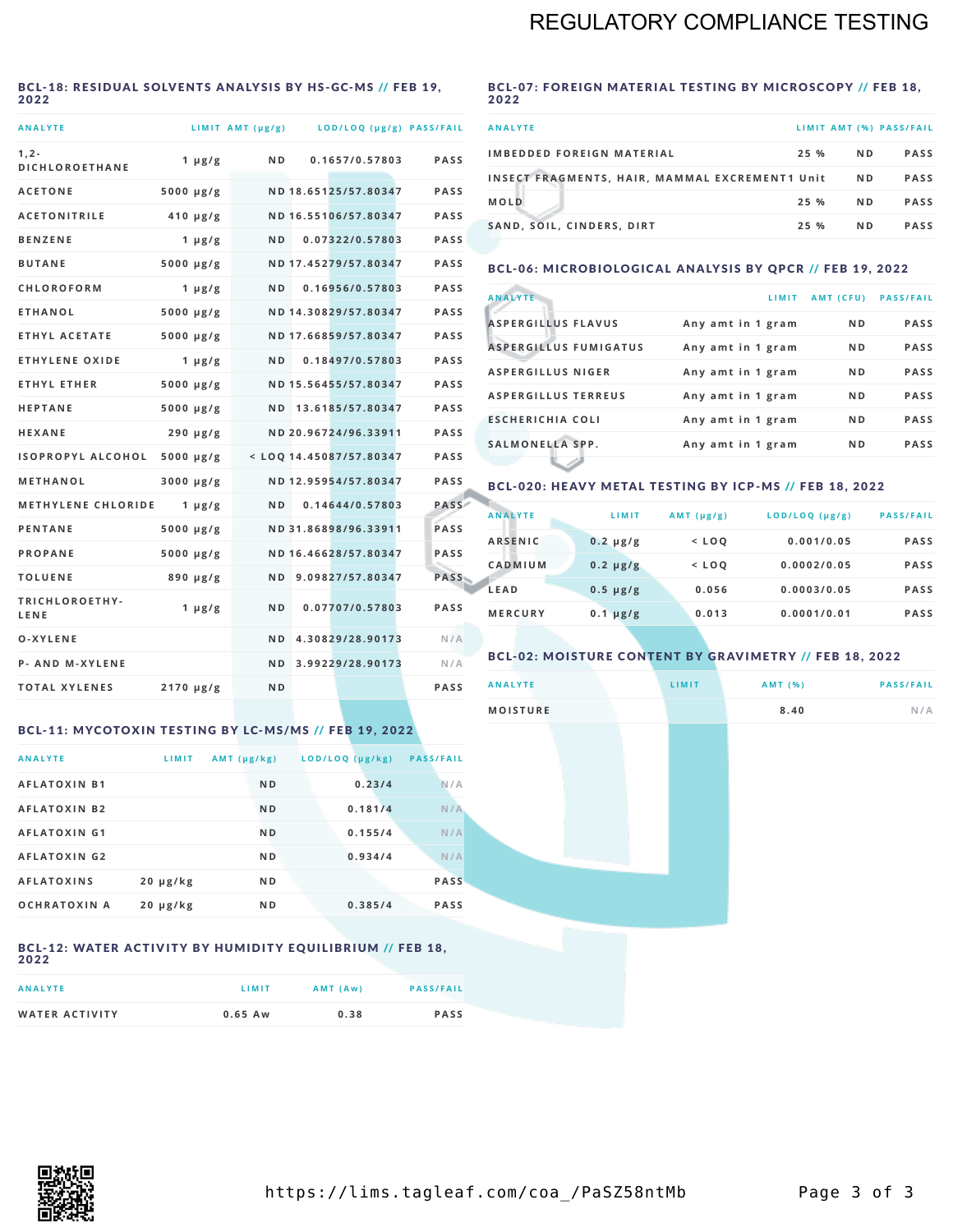# REGULATORY COMPLIANCE TESTING

## BCL-18: RESIDUAL SOLVENTS ANALYSIS BY HS-GC-MS // FEB 19, 2022

| ANALYTE | LIMIT | AMT (μg/g) | LOD/LOQ (μg/g) | PASS/FAIL |
|---|---|---|---|---|
| 1,2-DICHLOROETHANE | 1 μg/g | ND | 0.1657/0.57803 | PASS |
| ACETONE | 5000 μg/g | ND | 18.65125/57.80347 | PASS |
| ACETONITRILE | 410 μg/g | ND | 16.55106/57.80347 | PASS |
| BENZENE | 1 μg/g | ND | 0.07322/0.57803 | PASS |
| BUTANE | 5000 μg/g | ND | 17.45279/57.80347 | PASS |
| CHLOROFORM | 1 μg/g | ND | 0.16956/0.57803 | PASS |
| ETHANOL | 5000 μg/g | ND | 14.30829/57.80347 | PASS |
| ETHYL ACETATE | 5000 μg/g | ND | 17.66859/57.80347 | PASS |
| ETHYLENE OXIDE | 1 μg/g | ND | 0.18497/0.57803 | PASS |
| ETHYL ETHER | 5000 μg/g | ND | 15.56455/57.80347 | PASS |
| HEPTANE | 5000 μg/g | ND | 13.6185/57.80347 | PASS |
| HEXANE | 290 μg/g | ND | 20.96724/96.33911 | PASS |
| ISOPROPYL ALCOHOL | 5000 μg/g | < LOQ | 14.45087/57.80347 | PASS |
| METHANOL | 3000 μg/g | ND | 12.95954/57.80347 | PASS |
| METHYLENE CHLORIDE | 1 μg/g | ND | 0.14644/0.57803 | PASS |
| PENTANE | 5000 μg/g | ND | 31.86898/96.33911 | PASS |
| PROPANE | 5000 μg/g | ND | 16.46628/57.80347 | PASS |
| TOLUENE | 890 μg/g | ND | 9.09827/57.80347 | PASS |
| TRICHLOROETHYLENE | 1 μg/g | ND | 0.07707/0.57803 | PASS |
| O-XYLENE | | ND | 4.30829/28.90173 | N/A |
| P- AND M-XYLENE | | ND | 3.99229/28.90173 | N/A |
| TOTAL XYLENES | 2170 μg/g | ND | | PASS |

## BCL-11: MYCOTOXIN TESTING BY LC-MS/MS // FEB 19, 2022

| ANALYTE | LIMIT | AMT (μg/kg) | LOD/LOQ (μg/kg) | PASS/FAIL |
|---|---|---|---|---|
| AFLATOXIN B1 | | ND | 0.23/4 | N/A |
| AFLATOXIN B2 | | ND | 0.181/4 | N/A |
| AFLATOXIN G1 | | ND | 0.155/4 | N/A |
| AFLATOXIN G2 | | ND | 0.934/4 | N/A |
| AFLATOXINS | 20 μg/kg | ND | | PASS |
| OCHRATOXIN A | 20 μg/kg | ND | 0.385/4 | PASS |

## BCL-12: WATER ACTIVITY BY HUMIDITY EQUILIBRIUM // FEB 18, 2022

| ANALYTE | LIMIT | AMT (Aw) | PASS/FAIL |
|---|---|---|---|
| WATER ACTIVITY | 0.65 Aw | 0.38 | PASS |

## BCL-07: FOREIGN MATERIAL TESTING BY MICROSCOPY // FEB 18, 2022

| ANALYTE | LIMIT | AMT (%) | PASS/FAIL |
|---|---|---|---|
| IMBEDDED FOREIGN MATERIAL | 25 % | ND | PASS |
| INSECT FRAGMENTS, HAIR, MAMMAL EXCREMENT | 1 Unit | ND | PASS |
| MOLD | 25 % | ND | PASS |
| SAND, SOIL, CINDERS, DIRT | 25 % | ND | PASS |

## BCL-06: MICROBIOLOGICAL ANALYSIS BY QPCR // FEB 19, 2022

| ANALYTE | LIMIT | AMT (CFU) | PASS/FAIL |
|---|---|---|---|
| ASPERGILLUS FLAVUS | Any amt in 1 gram | ND | PASS |
| ASPERGILLUS FUMIGATUS | Any amt in 1 gram | ND | PASS |
| ASPERGILLUS NIGER | Any amt in 1 gram | ND | PASS |
| ASPERGILLUS TERREUS | Any amt in 1 gram | ND | PASS |
| ESCHERICHIA COLI | Any amt in 1 gram | ND | PASS |
| SALMONELLA SPP. | Any amt in 1 gram | ND | PASS |

## BCL-020: HEAVY METAL TESTING BY ICP-MS // FEB 18, 2022

| ANALYTE | LIMIT | AMT (μg/g) | LOD/LOQ (μg/g) | PASS/FAIL |
|---|---|---|---|---|
| ARSENIC | 0.2 μg/g | < LOQ | 0.001/0.05 | PASS |
| CADMIUM | 0.2 μg/g | < LOQ | 0.0002/0.05 | PASS |
| LEAD | 0.5 μg/g | 0.056 | 0.0003/0.05 | PASS |
| MERCURY | 0.1 μg/g | 0.013 | 0.0001/0.01 | PASS |

## BCL-02: MOISTURE CONTENT BY GRAVIMETRY // FEB 18, 2022

| ANALYTE | LIMIT | AMT (%) | PASS/FAIL |
|---|---|---|---|
| MOISTURE | | 8.40 | N/A |

https://lims.tagleaf.com/coa_/PaSZ58ntMb